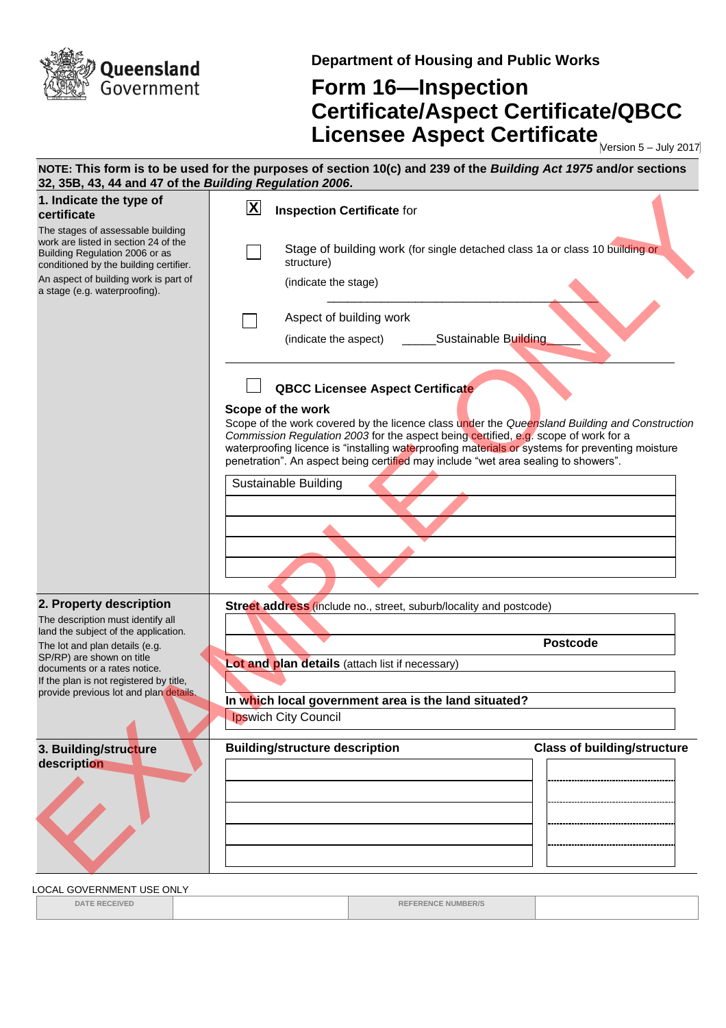Queensland Government

Department of Housing and Public Works

# Form 16—Inspection Certificate/Aspect Certificate/QBCC Licensee Aspect Certificate

Version 5 – July 2017

**NOTE: This form is to be used for the purposes of section 10(c) and 239 of the *Building Act 1975* and/or sections 32, 35B, 43, 44 and 47 of the *Building Regulation 2006*.**

EXAMPLE ONLY

## 1. Indicate the type of certificate

The stages of assessable building work are listed in section 24 of the Building Regulation 2006 or as conditioned by the building certifier.

An aspect of building work is part of a stage (e.g. waterproofing).

[X] **Inspection Certificate** for

[ ] Stage of building work (for single detached class 1a or class 10 building or structure)

(indicate the stage) ________________________________________

[ ] Aspect of building work

(indicate the aspect) _____Sustainable Building_____

[ ] **QBCC Licensee Aspect Certificate**

**Scope of the work**

Scope of the work covered by the licence class under the *Queensland Building and Construction Commission Regulation 2003* for the aspect being certified, e.g. scope of work for a waterproofing licence is "installing waterproofing materials or systems for preventing moisture penetration". An aspect being certified may include "wet area sealing to showers".

| Sustainable Building |
|---|
| |
| |
| |
| |

## 2. Property description

The description must identify all land the subject of the application.

The lot and plan details (e.g. SP/RP) are shown on title documents or a rates notice.

If the plan is not registered by title, provide previous lot and plan details.

**Street address** (include no., street, suburb/locality and postcode)

| |
|---|
| **Postcode** |

**Lot and plan details** (attach list if necessary)

| |
|---|

**In which local government area is the land situated?**

| Ipswich City Council |
|---|

## 3. Building/structure description

| Building/structure description | Class of building/structure |
|---|---|
| | |
| | |
| | |
| | |
| | |

LOCAL GOVERNMENT USE ONLY

| DATE RECEIVED | | REFERENCE NUMBER/S | |
|---|---|---|---|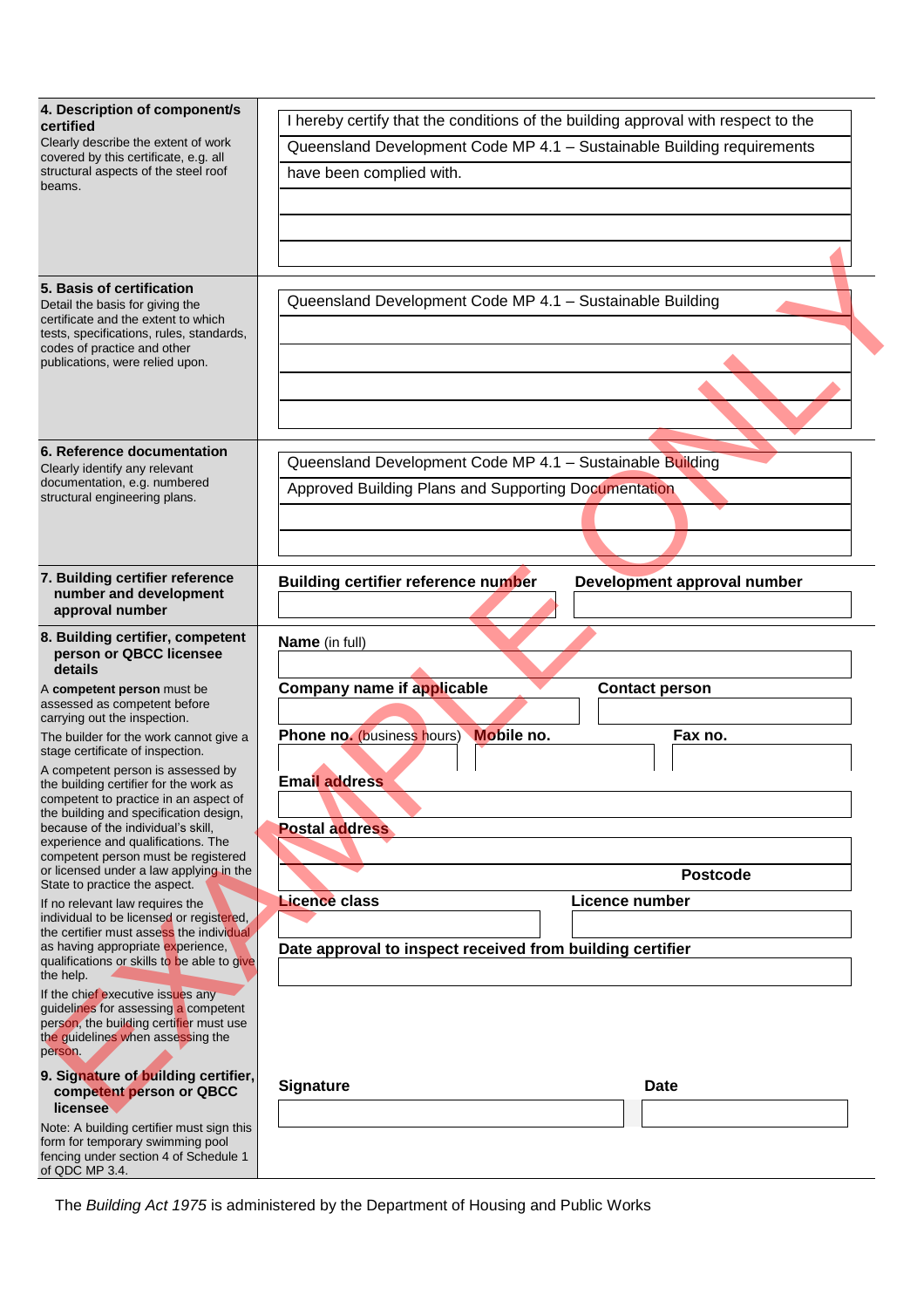| | |
|---|---|
| **4. Description of component/s certified**<br>Clearly describe the extent of work covered by this certificate, e.g. all structural aspects of the steel roof beams. | I hereby certify that the conditions of the building approval with respect to the Queensland Development Code MP 4.1 – Sustainable Building requirements have been complied with. |
| **5. Basis of certification**<br>Detail the basis for giving the certificate and the extent to which tests, specifications, rules, standards, codes of practice and other publications, were relied upon. | Queensland Development Code MP 4.1 – Sustainable Building |
| **6. Reference documentation**<br>Clearly identify any relevant documentation, e.g. numbered structural engineering plans. | Queensland Development Code MP 4.1 – Sustainable Building<br>Approved Building Plans and Supporting Documentation |
| **7. Building certifier reference number and development approval number** | **Building certifier reference number** ______ **Development approval number** ______ |
| **8. Building certifier, competent person or QBCC licensee details**<br>A **competent person** must be assessed as competent before carrying out the inspection.<br>The builder for the work cannot give a stage certificate of inspection.<br>A competent person is assessed by the building certifier for the work as competent to practice in an aspect of the building and specification design, because of the individual's skill, experience and qualifications. The competent person must be registered or licensed under a law applying in the State to practice the aspect.<br>If no relevant law requires the individual to be licensed or registered, the certifier must assess the individual as having appropriate experience, qualifications or skills to be able to give the help.<br>If the chief executive issues any guidelines for assessing a competent person, the building certifier must use the guidelines when assessing the person. | **Name** (in full)<br>**Company name if applicable** ______ **Contact person** ______<br>**Phone no.** (business hours) ______ **Mobile no.** ______ **Fax no.** ______<br>**Email address**<br>**Postal address**<br>**Postcode**<br>**Licence class** ______ **Licence number** ______<br>**Date approval to inspect received from building certifier** |
| **9. Signature of building certifier, competent person or QBCC licensee**<br>Note: A building certifier must sign this form for temporary swimming pool fencing under section 4 of Schedule 1 of QDC MP 3.4. | **Signature** ______ **Date** ______ |

The *Building Act 1975* is administered by the Department of Housing and Public Works